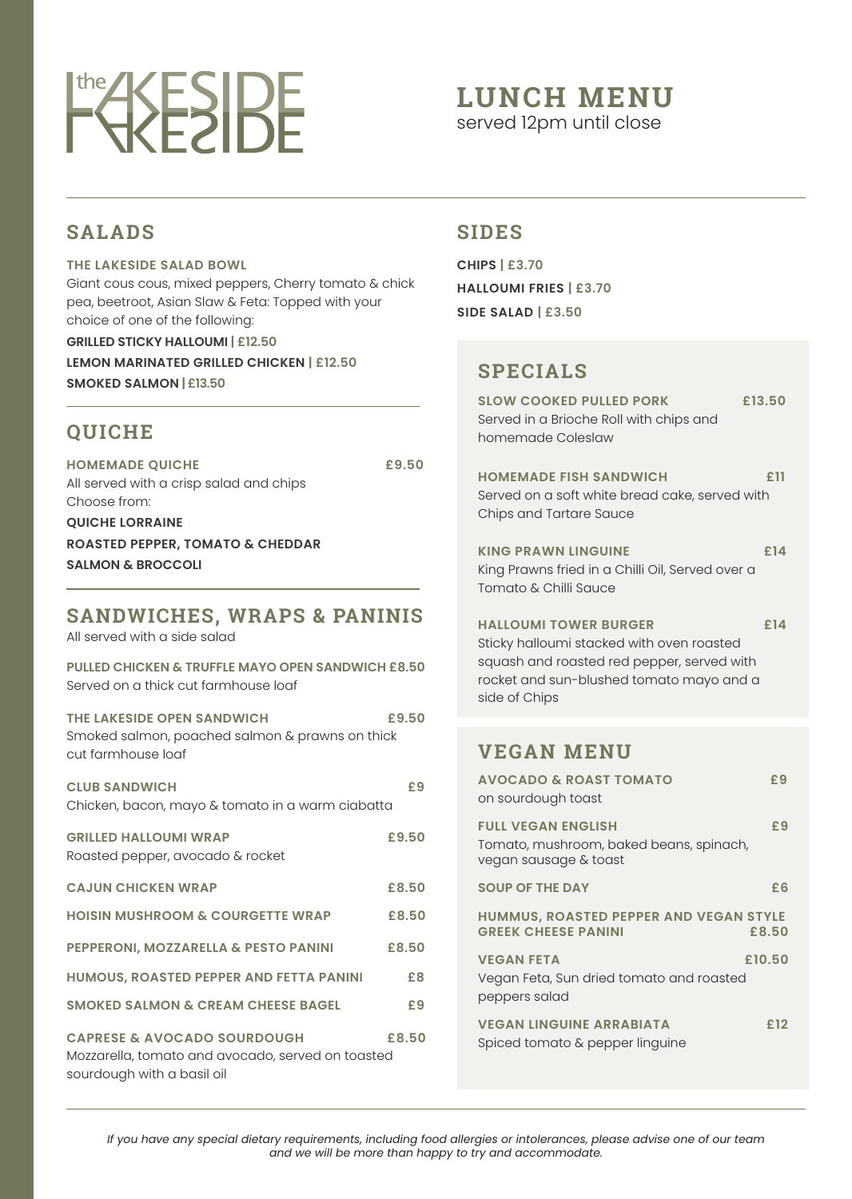# the LAKESIDE

## LUNCH MENU
served 12pm until close

## SALADS

**THE LAKESIDE SALAD BOWL**
Giant cous cous, mixed peppers, Cherry tomato & chick pea, beetroot, Asian Slaw & Feta: Topped with your choice of one of the following:

**GRILLED STICKY HALLOUMI | £12.50**
**LEMON MARINATED GRILLED CHICKEN | £12.50**
**SMOKED SALMON | £13.50**

## QUICHE

**HOMEMADE QUICHE** **£9.50**
All served with a crisp salad and chips
Choose from:

**QUICHE LORRAINE**
**ROASTED PEPPER, TOMATO & CHEDDAR**
**SALMON & BROCCOLI**

## SANDWICHES, WRAPS & PANINIS

All served with a side salad

**PULLED CHICKEN & TRUFFLE MAYO OPEN SANDWICH £8.50**
Served on a thick cut farmhouse loaf

**THE LAKESIDE OPEN SANDWICH** **£9.50**
Smoked salmon, poached salmon & prawns on thick cut farmhouse loaf

**CLUB SANDWICH** **£9**
Chicken, bacon, mayo & tomato in a warm ciabatta

**GRILLED HALLOUMI WRAP** **£9.50**
Roasted pepper, avocado & rocket

**CAJUN CHICKEN WRAP** **£8.50**

**HOISIN MUSHROOM & COURGETTE WRAP** **£8.50**

**PEPPERONI, MOZZARELLA & PESTO PANINI** **£8.50**

**HUMOUS, ROASTED PEPPER AND FETTA PANINI** **£8**

**SMOKED SALMON & CREAM CHEESE BAGEL** **£9**

**CAPRESE & AVOCADO SOURDOUGH** **£8.50**
Mozzarella, tomato and avocado, served on toasted sourdough with a basil oil

## SIDES

**CHIPS | £3.70**
**HALLOUMI FRIES | £3.70**
**SIDE SALAD | £3.50**

## SPECIALS

**SLOW COOKED PULLED PORK** **£13.50**
Served in a Brioche Roll with chips and homemade Coleslaw

**HOMEMADE FISH SANDWICH** **£11**
Served on a soft white bread cake, served with Chips and Tartare Sauce

**KING PRAWN LINGUINE** **£14**
King Prawns fried in a Chilli Oil, Served over a Tomato & Chilli Sauce

**HALLOUMI TOWER BURGER** **£14**
Sticky halloumi stacked with oven roasted squash and roasted red pepper, served with rocket and sun-blushed tomato mayo and a side of Chips

## VEGAN MENU

**AVOCADO & ROAST TOMATO** **£9**
on sourdough toast

**FULL VEGAN ENGLISH** **£9**
Tomato, mushroom, baked beans, spinach, vegan sausage & toast

**SOUP OF THE DAY** **£6**

**HUMMUS, ROASTED PEPPER AND VEGAN STYLE GREEK CHEESE PANINI** **£8.50**

**VEGAN FETA** **£10.50**
Vegan Feta, Sun dried tomato and roasted peppers salad

**VEGAN LINGUINE ARRABIATA** **£12**
Spiced tomato & pepper linguine

*If you have any special dietary requirements, including food allergies or intolerances, please advise one of our team and we will be more than happy to try and accommodate.*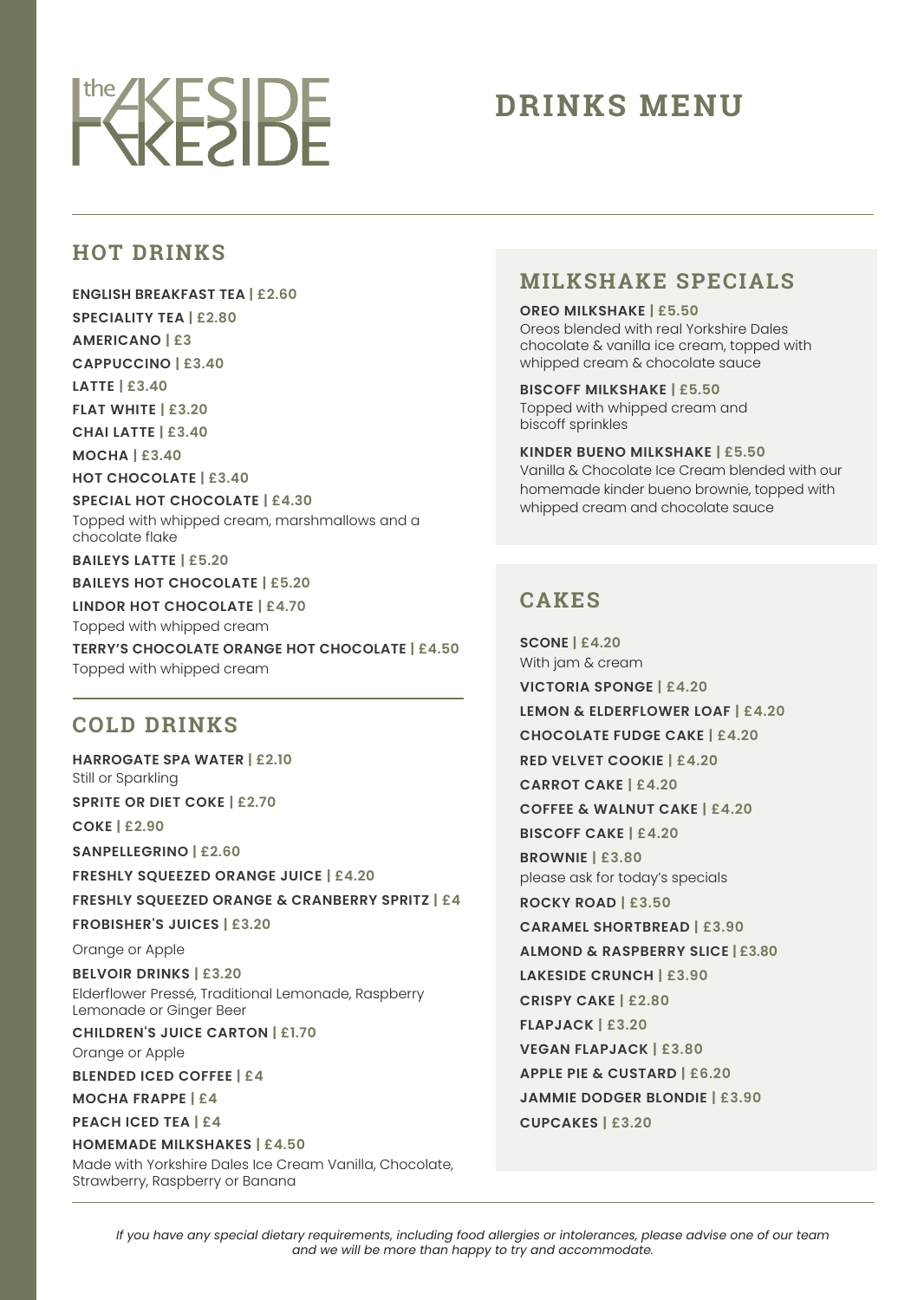# the LAKESIDE

# DRINKS MENU

## HOT DRINKS

**ENGLISH BREAKFAST TEA | £2.60**

**SPECIALITY TEA | £2.80**

**AMERICANO | £3**

**CAPPUCCINO | £3.40**

**LATTE | £3.40**

**FLAT WHITE | £3.20**

**CHAI LATTE | £3.40**

**MOCHA | £3.40**

**HOT CHOCOLATE | £3.40**

**SPECIAL HOT CHOCOLATE | £4.30**
Topped with whipped cream, marshmallows and a chocolate flake

**BAILEYS LATTE | £5.20**

**BAILEYS HOT CHOCOLATE | £5.20**

**LINDOR HOT CHOCOLATE | £4.70**
Topped with whipped cream

**TERRY'S CHOCOLATE ORANGE HOT CHOCOLATE | £4.50**
Topped with whipped cream

## COLD DRINKS

**HARROGATE SPA WATER | £2.10**
Still or Sparkling

**SPRITE OR DIET COKE | £2.70**

**COKE | £2.90**

**SANPELLEGRINO | £2.60**

**FRESHLY SQUEEZED ORANGE JUICE | £4.20**

**FRESHLY SQUEEZED ORANGE & CRANBERRY SPRITZ | £4**

**FROBISHER'S JUICES | £3.20**

Orange or Apple

**BELVOIR DRINKS | £3.20**
Elderflower Pressé, Traditional Lemonade, Raspberry Lemonade or Ginger Beer

**CHILDREN'S JUICE CARTON | £1.70**
Orange or Apple

**BLENDED ICED COFFEE | £4**

**MOCHA FRAPPE | £4**

**PEACH ICED TEA | £4**

**HOMEMADE MILKSHAKES | £4.50**
Made with Yorkshire Dales Ice Cream Vanilla, Chocolate, Strawberry, Raspberry or Banana

## MILKSHAKE SPECIALS

**OREO MILKSHAKE | £5.50**
Oreos blended with real Yorkshire Dales chocolate & vanilla ice cream, topped with whipped cream & chocolate sauce

**BISCOFF MILKSHAKE | £5.50**
Topped with whipped cream and biscoff sprinkles

**KINDER BUENO MILKSHAKE | £5.50**
Vanilla & Chocolate Ice Cream blended with our homemade kinder bueno brownie, topped with whipped cream and chocolate sauce

## CAKES

**SCONE | £4.20**
With jam & cream

**VICTORIA SPONGE | £4.20**

**LEMON & ELDERFLOWER LOAF | £4.20**

**CHOCOLATE FUDGE CAKE | £4.20**

**RED VELVET COOKIE | £4.20**

**CARROT CAKE | £4.20**

**COFFEE & WALNUT CAKE | £4.20**

**BISCOFF CAKE | £4.20**

**BROWNIE | £3.80**
please ask for today's specials

**ROCKY ROAD | £3.50**

**CARAMEL SHORTBREAD | £3.90**

**ALMOND & RASPBERRY SLICE | £3.80**

**LAKESIDE CRUNCH | £3.90**

**CRISPY CAKE | £2.80**

**FLAPJACK | £3.20**

**VEGAN FLAPJACK | £3.80**

**APPLE PIE & CUSTARD | £6.20**

**JAMMIE DODGER BLONDIE | £3.90**

**CUPCAKES | £3.20**

*If you have any special dietary requirements, including food allergies or intolerances, please advise one of our team and we will be more than happy to try and accommodate.*